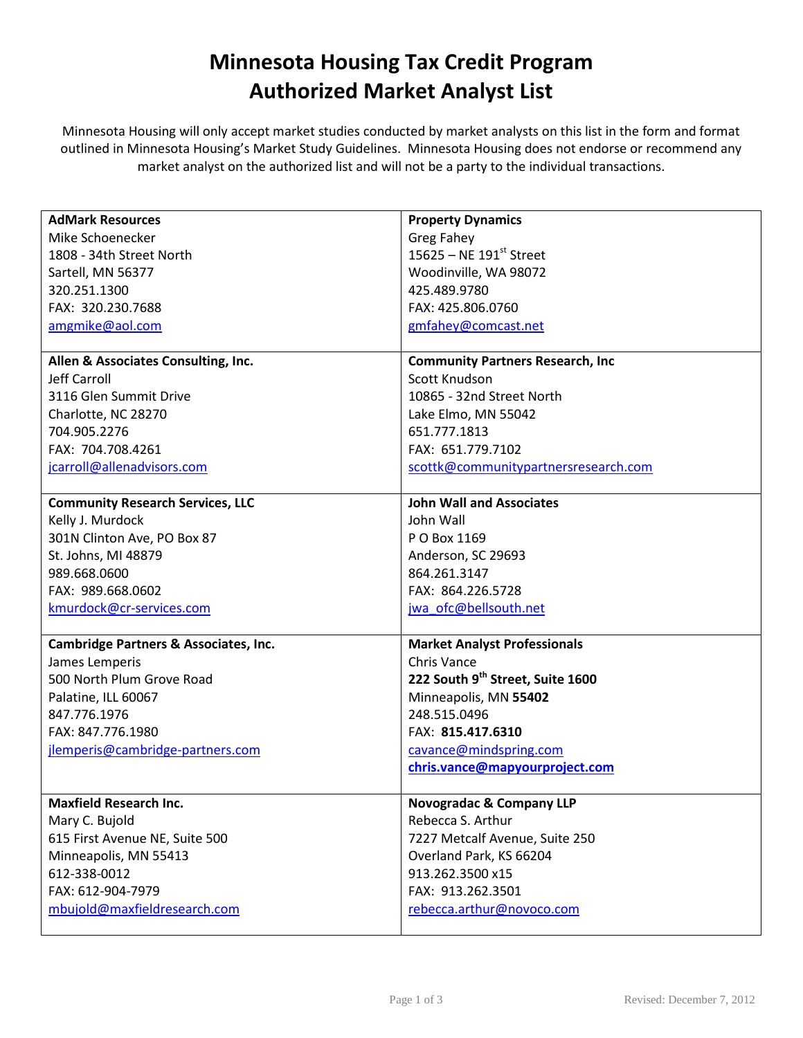# Minnesota Housing Tax Credit Program
# Authorized Market Analyst List

Minnesota Housing will only accept market studies conducted by market analysts on this list in the form and format outlined in Minnesota Housing's Market Study Guidelines. Minnesota Housing does not endorse or recommend any market analyst on the authorized list and will not be a party to the individual transactions.

| | |
|---|---|
| **AdMark Resources**<br>Mike Schoenecker<br>1808 - 34th Street North<br>Sartell, MN 56377<br>320.251.1300<br>FAX: 320.230.7688<br>amgmike@aol.com | **Property Dynamics**<br>Greg Fahey<br>15625 – NE 191st Street<br>Woodinville, WA 98072<br>425.489.9780<br>FAX: 425.806.0760<br>gmfahey@comcast.net |
| **Allen & Associates Consulting, Inc.**<br>Jeff Carroll<br>3116 Glen Summit Drive<br>Charlotte, NC 28270<br>704.905.2276<br>FAX: 704.708.4261<br>jcarroll@allenadvisors.com | **Community Partners Research, Inc**<br>Scott Knudson<br>10865 - 32nd Street North<br>Lake Elmo, MN 55042<br>651.777.1813<br>FAX: 651.779.7102<br>scottk@communitypartnersresearch.com |
| **Community Research Services, LLC**<br>Kelly J. Murdock<br>301N Clinton Ave, PO Box 87<br>St. Johns, MI 48879<br>989.668.0600<br>FAX: 989.668.0602<br>kmurdock@cr-services.com | **John Wall and Associates**<br>John Wall<br>P O Box 1169<br>Anderson, SC 29693<br>864.261.3147<br>FAX: 864.226.5728<br>jwa_ofc@bellsouth.net |
| **Cambridge Partners & Associates, Inc.**<br>James Lemperis<br>500 North Plum Grove Road<br>Palatine, ILL 60067<br>847.776.1976<br>FAX: 847.776.1980<br>jlemperis@cambridge-partners.com | **Market Analyst Professionals**<br>Chris Vance<br>**222 South 9th Street, Suite 1600**<br>Minneapolis, MN **55402**<br>248.515.0496<br>FAX: **815.417.6310**<br>cavance@mindspring.com<br>**chris.vance@mapyourproject.com** |
| **Maxfield Research Inc.**<br>Mary C. Bujold<br>615 First Avenue NE, Suite 500<br>Minneapolis, MN 55413<br>612-338-0012<br>FAX: 612-904-7979<br>mbujold@maxfieldresearch.com | **Novogradac & Company LLP**<br>Rebecca S. Arthur<br>7227 Metcalf Avenue, Suite 250<br>Overland Park, KS 66204<br>913.262.3500 x15<br>FAX: 913.262.3501<br>rebecca.arthur@novoco.com |

Revised: December 7, 2012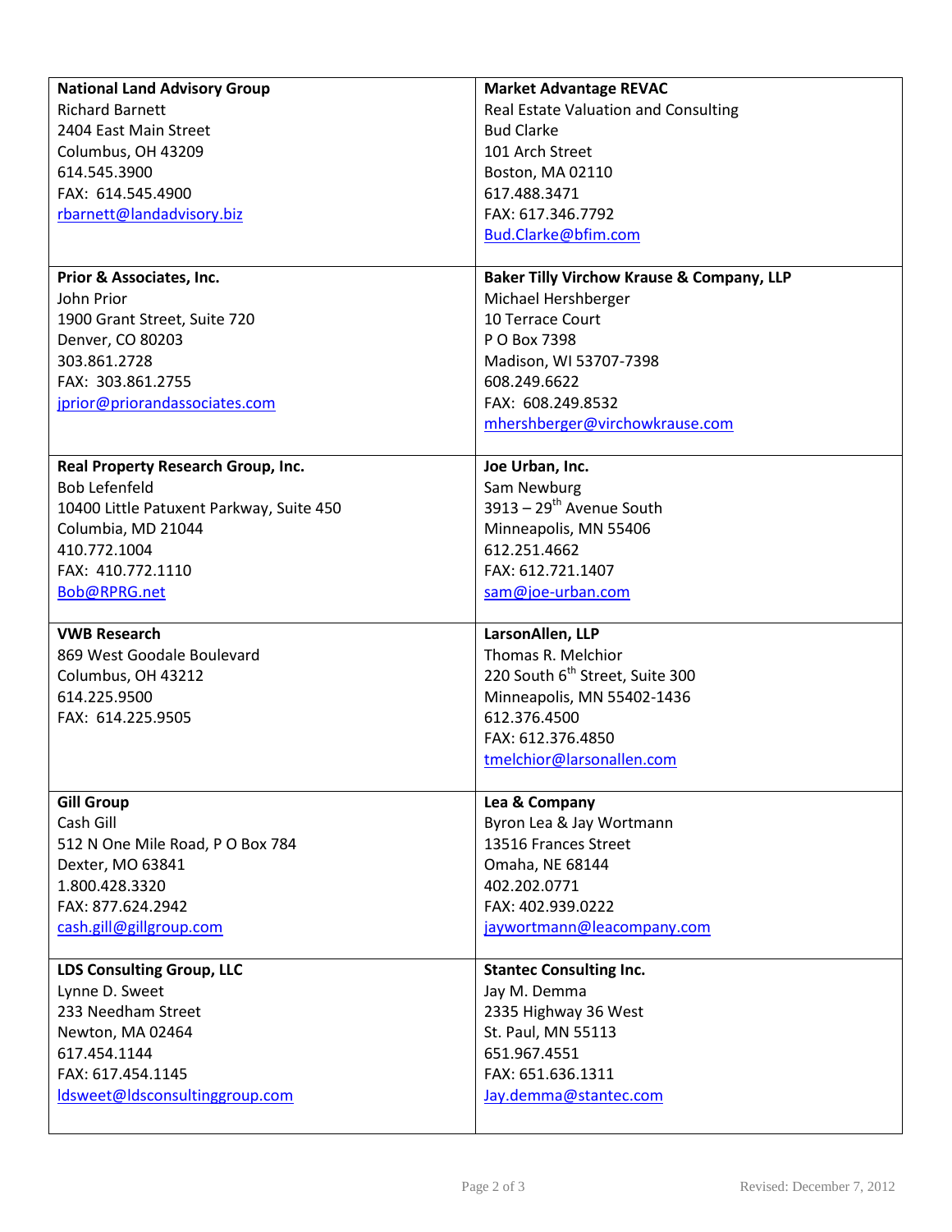| | |
|---|---|
| **National Land Advisory Group**<br>Richard Barnett<br>2404 East Main Street<br>Columbus, OH 43209<br>614.545.3900<br>FAX: 614.545.4900<br>rbarnett@landadvisory.biz | **Market Advantage REVAC**<br>Real Estate Valuation and Consulting<br>Bud Clarke<br>101 Arch Street<br>Boston, MA 02110<br>617.488.3471<br>FAX: 617.346.7792<br>Bud.Clarke@bfim.com |
| **Prior & Associates, Inc.**<br>John Prior<br>1900 Grant Street, Suite 720<br>Denver, CO 80203<br>303.861.2728<br>FAX: 303.861.2755<br>jprior@priorandassociates.com | **Baker Tilly Virchow Krause & Company, LLP**<br>Michael Hershberger<br>10 Terrace Court<br>P O Box 7398<br>Madison, WI 53707-7398<br>608.249.6622<br>FAX: 608.249.8532<br>mhershberger@virchowkrause.com |
| **Real Property Research Group, Inc.**<br>Bob Lefenfeld<br>10400 Little Patuxent Parkway, Suite 450<br>Columbia, MD 21044<br>410.772.1004<br>FAX: 410.772.1110<br>Bob@RPRG.net | **Joe Urban, Inc.**<br>Sam Newburg<br>3913 – 29th Avenue South<br>Minneapolis, MN 55406<br>612.251.4662<br>FAX: 612.721.1407<br>sam@joe-urban.com |
| **VWB Research**<br>869 West Goodale Boulevard<br>Columbus, OH 43212<br>614.225.9500<br>FAX: 614.225.9505 | **LarsonAllen, LLP**<br>Thomas R. Melchior<br>220 South 6th Street, Suite 300<br>Minneapolis, MN 55402-1436<br>612.376.4500<br>FAX: 612.376.4850<br>tmelchior@larsonallen.com |
| **Gill Group**<br>Cash Gill<br>512 N One Mile Road, P O Box 784<br>Dexter, MO 63841<br>1.800.428.3320<br>FAX: 877.624.2942<br>cash.gill@gillgroup.com | **Lea & Company**<br>Byron Lea & Jay Wortmann<br>13516 Frances Street<br>Omaha, NE 68144<br>402.202.0771<br>FAX: 402.939.0222<br>jaywortmann@leacompany.com |
| **LDS Consulting Group, LLC**<br>Lynne D. Sweet<br>233 Needham Street<br>Newton, MA 02464<br>617.454.1144<br>FAX: 617.454.1145<br>ldsweet@ldsconsultinggroup.com | **Stantec Consulting Inc.**<br>Jay M. Demma<br>2335 Highway 36 West<br>St. Paul, MN 55113<br>651.967.4551<br>FAX: 651.636.1311<br>Jay.demma@stantec.com |

Revised: December 7, 2012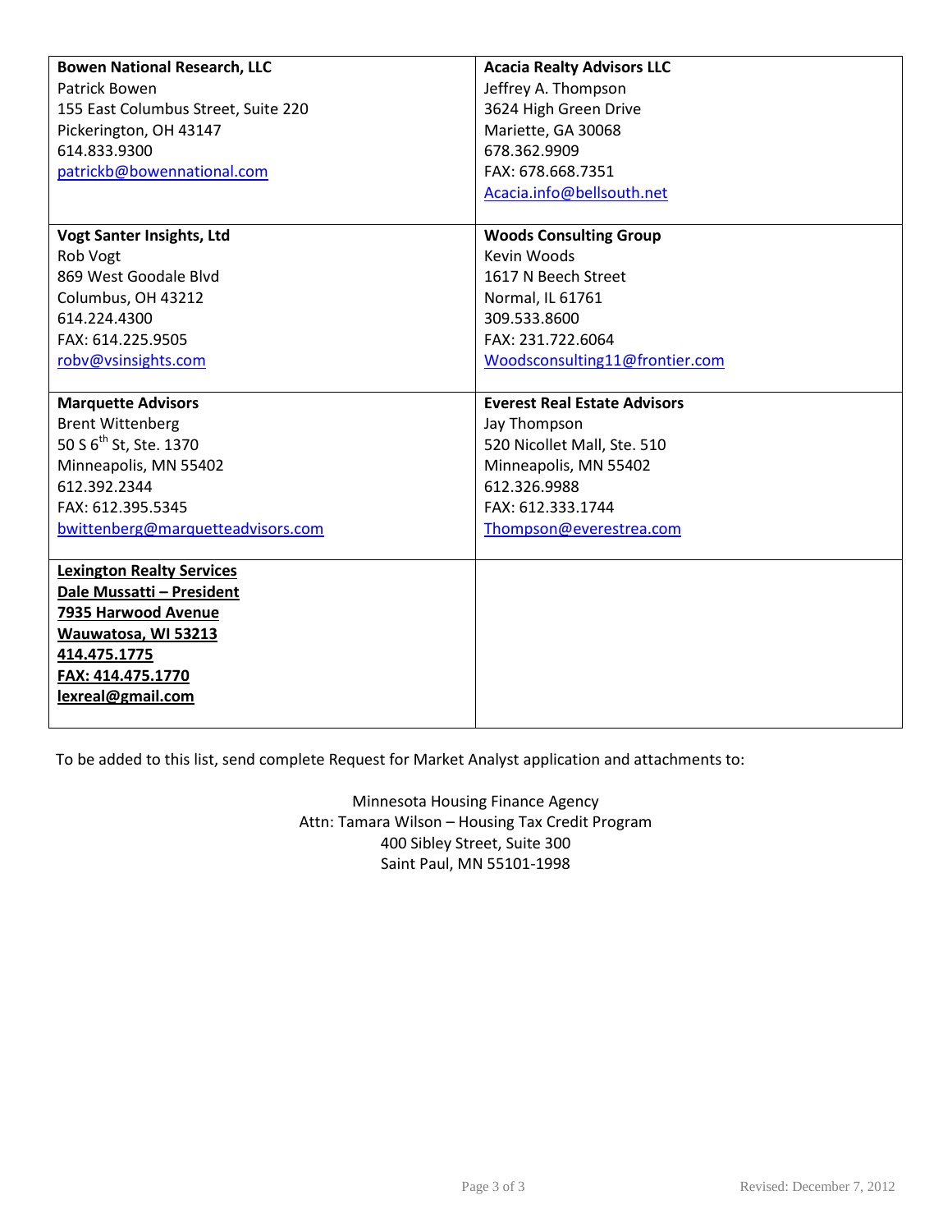| | |
|---|---|
| **Bowen National Research, LLC**<br>Patrick Bowen<br>155 East Columbus Street, Suite 220<br>Pickerington, OH 43147<br>614.833.9300<br>patrickb@bowennational.com | **Acacia Realty Advisors LLC**<br>Jeffrey A. Thompson<br>3624 High Green Drive<br>Mariette, GA 30068<br>678.362.9909<br>FAX: 678.668.7351<br>Acacia.info@bellsouth.net |
| **Vogt Santer Insights, Ltd**<br>Rob Vogt<br>869 West Goodale Blvd<br>Columbus, OH 43212<br>614.224.4300<br>FAX: 614.225.9505<br>robv@vsinsights.com | **Woods Consulting Group**<br>Kevin Woods<br>1617 N Beech Street<br>Normal, IL 61761<br>309.533.8600<br>FAX: 231.722.6064<br>Woodsconsulting11@frontier.com |
| **Marquette Advisors**<br>Brent Wittenberg<br>50 S 6th St, Ste. 1370<br>Minneapolis, MN 55402<br>612.392.2344<br>FAX: 612.395.5345<br>bwittenberg@marquetteadvisors.com | **Everest Real Estate Advisors**<br>Jay Thompson<br>520 Nicollet Mall, Ste. 510<br>Minneapolis, MN 55402<br>612.326.9988<br>FAX: 612.333.1744<br>Thompson@everestrea.com |
| **Lexington Realty Services**<br>**Dale Mussatti – President**<br>**7935 Harwood Avenue**<br>**Wauwatosa, WI 53213**<br>**414.475.1775**<br>**FAX: 414.475.1770**<br>**lexreal@gmail.com** | |

To be added to this list, send complete Request for Market Analyst application and attachments to:

Minnesota Housing Finance Agency
Attn: Tamara Wilson – Housing Tax Credit Program
400 Sibley Street, Suite 300
Saint Paul, MN 55101-1998

Revised: December 7, 2012